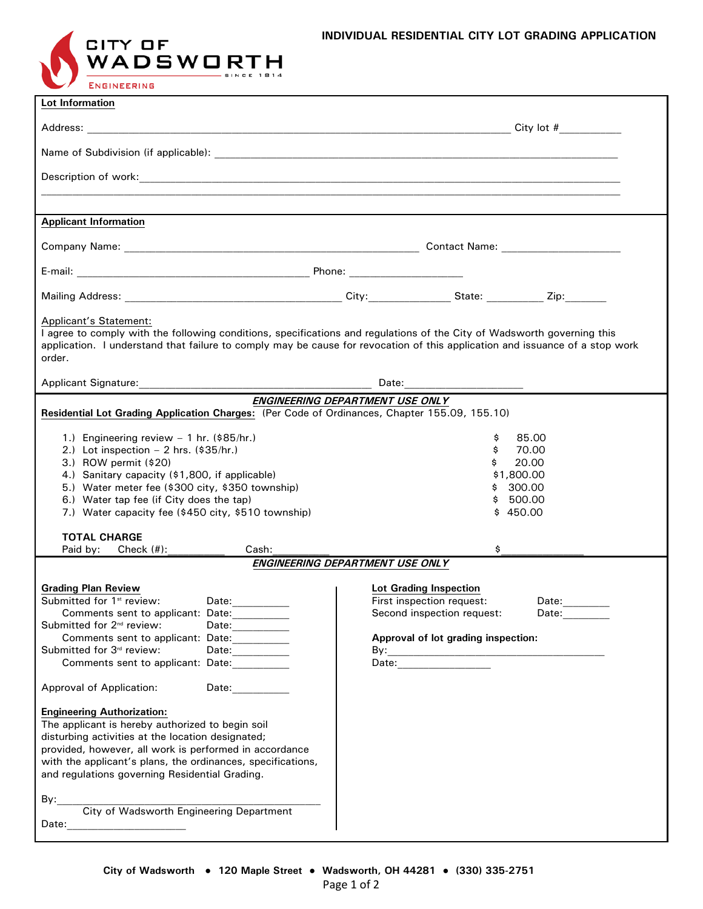CITY OF WADSWORTH
SINCE 1814
ENGINEERING

# INDIVIDUAL RESIDENTIAL CITY LOT GRADING APPLICATION

## Lot Information

Address: ______________________________________________ City lot #__________

Name of Subdivision (if applicable): ______________________________________________

Description of work: ______________________________________________

______________________________________________

## Applicant Information

Company Name: ______________________________ Contact Name: ____________________

E-mail: ______________________________ Phone: ____________________

Mailing Address: ______________________________ City: ______________ State: __________ Zip: _______

Applicant's Statement:
I agree to comply with the following conditions, specifications and regulations of the City of Wadsworth governing this application. I understand that failure to comply may be cause for revocation of this application and issuance of a stop work order.

Applicant Signature: ______________________________ Date: ____________________

***ENGINEERING DEPARTMENT USE ONLY***

**Residential Lot Grading Application Charges:** (Per Code of Ordinances, Chapter 155.09, 155.10)

| Item | Amount |
|---|---|
| 1.) Engineering review – 1 hr. ($85/hr.) | $ 85.00 |
| 2.) Lot inspection – 2 hrs. ($35/hr.) | $ 70.00 |
| 3.) ROW permit ($20) | $ 20.00 |
| 4.) Sanitary capacity ($1,800, if applicable) | $1,800.00 |
| 5.) Water meter fee ($300 city, $350 township) | $ 300.00 |
| 6.) Water tap fee (if City does the tap) | $ 500.00 |
| 7.) Water capacity fee ($450 city, $510 township) | $ 450.00 |

**TOTAL CHARGE**
Paid by: Check (#):__________ Cash:__________ $______________

***ENGINEERING DEPARTMENT USE ONLY***

**Grading Plan Review**
Submitted for 1st review: Date:__________
Comments sent to applicant: Date:__________
Submitted for 2nd review: Date:__________
Comments sent to applicant: Date:__________
Submitted for 3rd review: Date:__________
Comments sent to applicant: Date:__________

Approval of Application: Date:__________

**Engineering Authorization:**
The applicant is hereby authorized to begin soil disturbing activities at the location designated; provided, however, all work is performed in accordance with the applicant's plans, the ordinances, specifications, and regulations governing Residential Grading.

By: ______________________________
City of Wadsworth Engineering Department
Date: ____________________

**Lot Grading Inspection**
First inspection request: Date:________
Second inspection request: Date:________

**Approval of lot grading inspection:**
By: ______________________________
Date: ________________

City of Wadsworth • 120 Maple Street • Wadsworth, OH 44281 • (330) 335-2751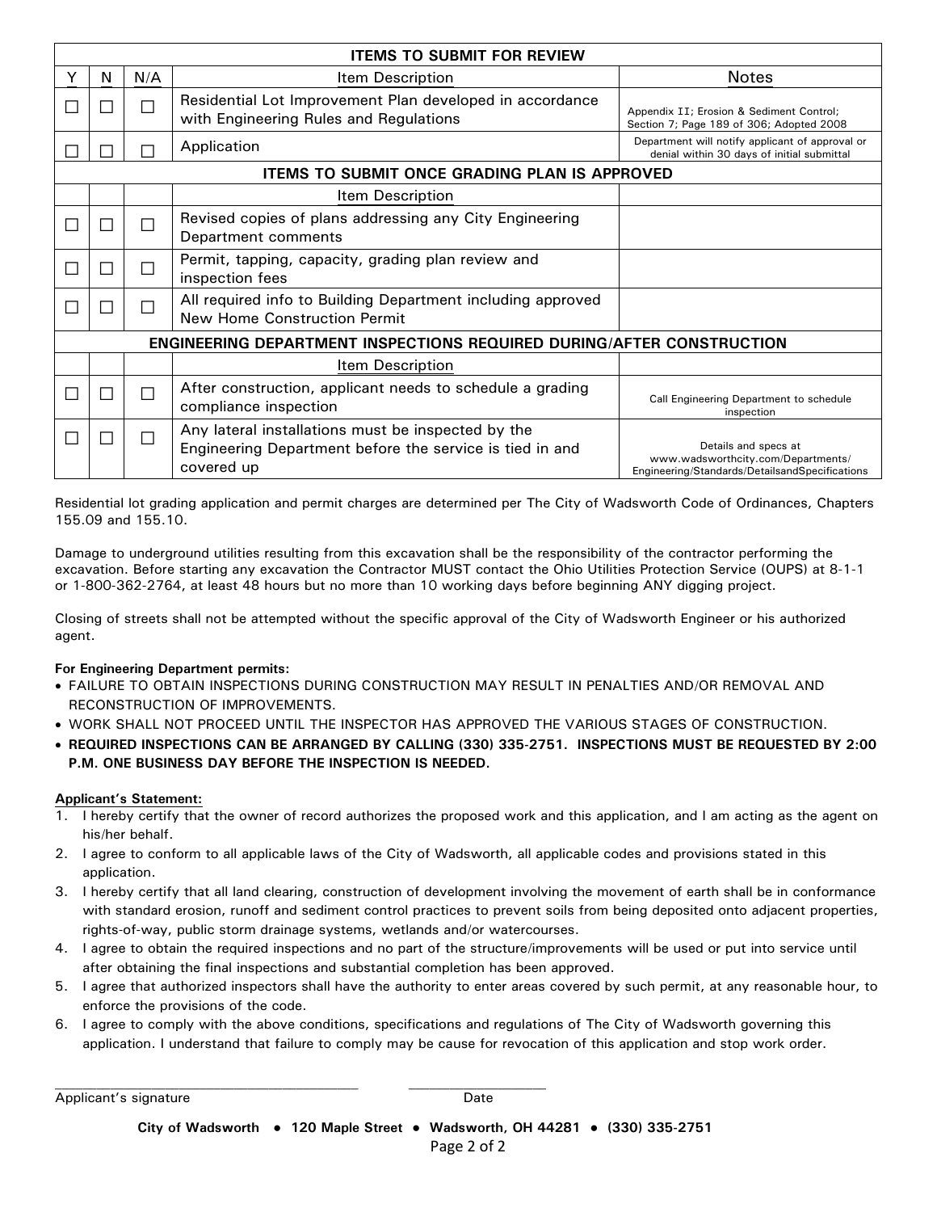| ITEMS TO SUBMIT FOR REVIEW | | | | |
|---|---|---|---|---|
| Y | N | N/A | Item Description | Notes |
| ☐ | ☐ | ☐ | Residential Lot Improvement Plan developed in accordance with Engineering Rules and Regulations | Appendix II; Erosion & Sediment Control; Section 7; Page 189 of 306; Adopted 2008 |
| ☐ | ☐ | ☐ | Application | Department will notify applicant of approval or denial within 30 days of initial submittal |
| **ITEMS TO SUBMIT ONCE GRADING PLAN IS APPROVED** | | | | |
| | | | Item Description | |
| ☐ | ☐ | ☐ | Revised copies of plans addressing any City Engineering Department comments | |
| ☐ | ☐ | ☐ | Permit, tapping, capacity, grading plan review and inspection fees | |
| ☐ | ☐ | ☐ | All required info to Building Department including approved New Home Construction Permit | |
| **ENGINEERING DEPARTMENT INSPECTIONS REQUIRED DURING/AFTER CONSTRUCTION** | | | | |
| | | | Item Description | |
| ☐ | ☐ | ☐ | After construction, applicant needs to schedule a grading compliance inspection | Call Engineering Department to schedule inspection |
| ☐ | ☐ | ☐ | Any lateral installations must be inspected by the Engineering Department before the service is tied in and covered up | Details and specs at www.wadsworthcity.com/Departments/ Engineering/Standards/DetailsandSpecifications |

Residential lot grading application and permit charges are determined per The City of Wadsworth Code of Ordinances, Chapters 155.09 and 155.10.

Damage to underground utilities resulting from this excavation shall be the responsibility of the contractor performing the excavation. Before starting any excavation the Contractor MUST contact the Ohio Utilities Protection Service (OUPS) at 8-1-1 or 1-800-362-2764, at least 48 hours but no more than 10 working days before beginning ANY digging project.

Closing of streets shall not be attempted without the specific approval of the City of Wadsworth Engineer or his authorized agent.

**For Engineering Department permits:**

- FAILURE TO OBTAIN INSPECTIONS DURING CONSTRUCTION MAY RESULT IN PENALTIES AND/OR REMOVAL AND RECONSTRUCTION OF IMPROVEMENTS.
- WORK SHALL NOT PROCEED UNTIL THE INSPECTOR HAS APPROVED THE VARIOUS STAGES OF CONSTRUCTION.
- **REQUIRED INSPECTIONS CAN BE ARRANGED BY CALLING (330) 335-2751. INSPECTIONS MUST BE REQUESTED BY 2:00 P.M. ONE BUSINESS DAY BEFORE THE INSPECTION IS NEEDED.**

**Applicant's Statement:**

1. I hereby certify that the owner of record authorizes the proposed work and this application, and I am acting as the agent on his/her behalf.
2. I agree to conform to all applicable laws of the City of Wadsworth, all applicable codes and provisions stated in this application.
3. I hereby certify that all land clearing, construction of development involving the movement of earth shall be in conformance with standard erosion, runoff and sediment control practices to prevent soils from being deposited onto adjacent properties, rights-of-way, public storm drainage systems, wetlands and/or watercourses.
4. I agree to obtain the required inspections and no part of the structure/improvements will be used or put into service until after obtaining the final inspections and substantial completion has been approved.
5. I agree that authorized inspectors shall have the authority to enter areas covered by such permit, at any reasonable hour, to enforce the provisions of the code.
6. I agree to comply with the above conditions, specifications and regulations of The City of Wadsworth governing this application. I understand that failure to comply may be cause for revocation of this application and stop work order.

_______________________________________ __________________

Applicant's signature Date

**City of Wadsworth • 120 Maple Street • Wadsworth, OH 44281 • (330) 335-2751**